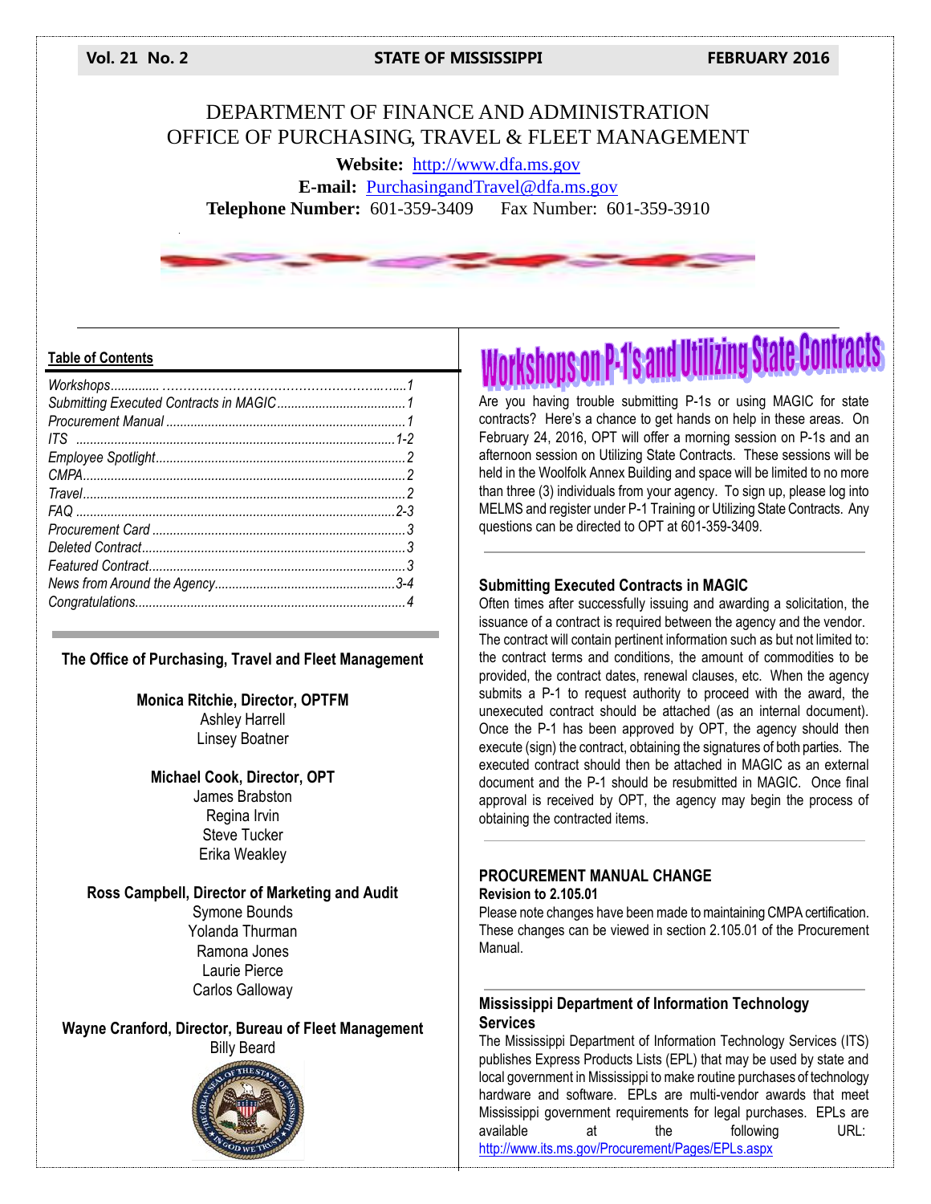Vol. 21 No. 2 | STATE OF MISSISSIPPI | FEBRUARY 2016

# DEPARTMENT OF FINANCE AND ADMINISTRATION
# OFFICE OF PURCHASING, TRAVEL & FLEET MANAGEMENT

**Website:** http://www.dfa.ms.gov
**E-mail:** PurchasingandTravel@dfa.ms.gov
**Telephone Number:** 601-359-3409 Fax Number: 601-359-3910

### Table of Contents

- *Workshops* ... 1
- *Submitting Executed Contracts in MAGIC* ... 1
- *Procurement Manual* ... 1
- *ITS* ... 1-2
- *Employee Spotlight* ... 2
- *CMPA* ... 2
- *Travel* ... 2
- *FAQ* ... 2-3
- *Procurement Card* ... 3
- *Deleted Contract* ... 3
- *Featured Contract* ... 3
- *News from Around the Agency* ... 3-4
- *Congratulations* ... 4

**The Office of Purchasing, Travel and Fleet Management**

**Monica Ritchie, Director, OPTFM**
Ashley Harrell
Linsey Boatner

**Michael Cook, Director, OPT**
James Brabston
Regina Irvin
Steve Tucker
Erika Weakley

**Ross Campbell, Director of Marketing and Audit**
Symone Bounds
Yolanda Thurman
Ramona Jones
Laurie Pierce
Carlos Galloway

**Wayne Cranford, Director, Bureau of Fleet Management**
Billy Beard

## Workshops on P-1's and Utilizing State Contracts

Are you having trouble submitting P-1s or using MAGIC for state contracts? Here's a chance to get hands on help in these areas. On February 24, 2016, OPT will offer a morning session on P-1s and an afternoon session on Utilizing State Contracts. These sessions will be held in the Woolfolk Annex Building and space will be limited to no more than three (3) individuals from your agency. To sign up, please log into MELMS and register under P-1 Training or Utilizing State Contracts. Any questions can be directed to OPT at 601-359-3409.

### Submitting Executed Contracts in MAGIC

Often times after successfully issuing and awarding a solicitation, the issuance of a contract is required between the agency and the vendor. The contract will contain pertinent information such as but not limited to: the contract terms and conditions, the amount of commodities to be provided, the contract dates, renewal clauses, etc. When the agency submits a P-1 to request authority to proceed with the award, the unexecuted contract should be attached (as an internal document). Once the P-1 has been approved by OPT, the agency should then execute (sign) the contract, obtaining the signatures of both parties. The executed contract should then be attached in MAGIC as an external document and the P-1 should be resubmitted in MAGIC. Once final approval is received by OPT, the agency may begin the process of obtaining the contracted items.

### PROCUREMENT MANUAL CHANGE

**Revision to 2.105.01**

Please note changes have been made to maintaining CMPA certification. These changes can be viewed in section 2.105.01 of the Procurement Manual.

### Mississippi Department of Information Technology Services

The Mississippi Department of Information Technology Services (ITS) publishes Express Products Lists (EPL) that may be used by state and local government in Mississippi to make routine purchases of technology hardware and software. EPLs are multi-vendor awards that meet Mississippi government requirements for legal purchases. EPLs are available at the following URL: http://www.its.ms.gov/Procurement/Pages/EPLs.aspx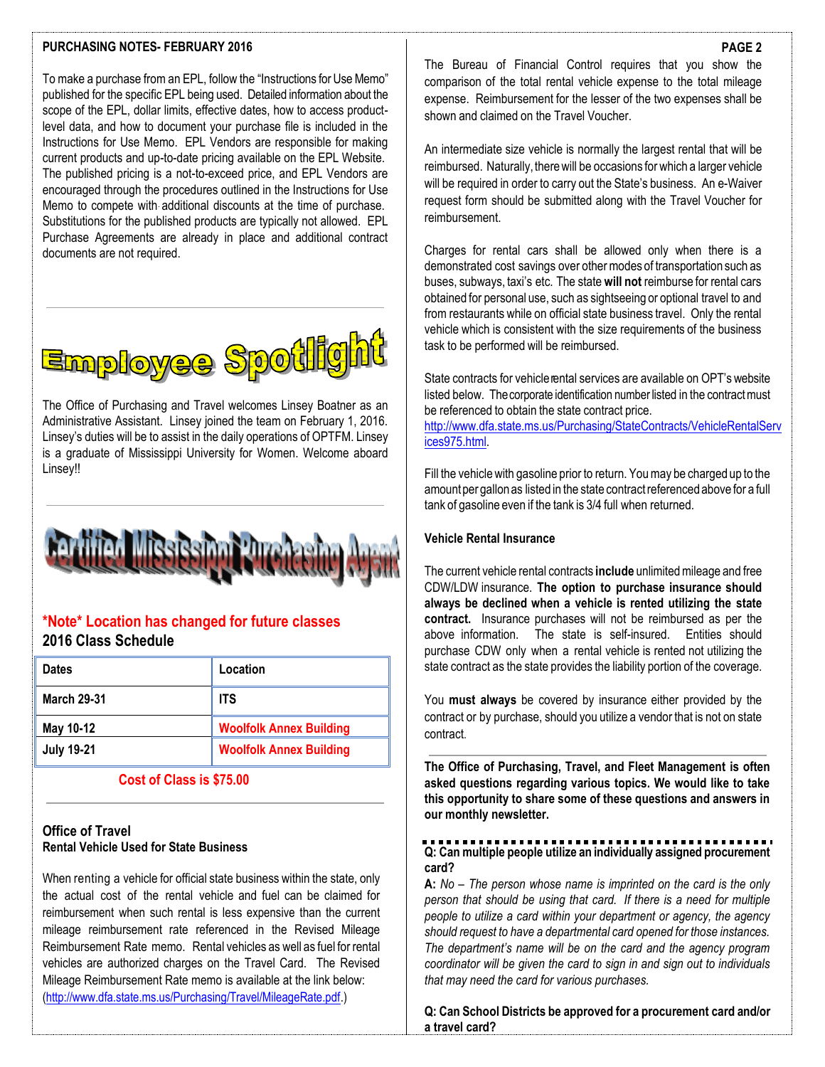## PURCHASING NOTES- FEBRUARY 2016

To make a purchase from an EPL, follow the "Instructions for Use Memo" published for the specific EPL being used. Detailed information about the scope of the EPL, dollar limits, effective dates, how to access product-level data, and how to document your purchase file is included in the Instructions for Use Memo. EPL Vendors are responsible for making current products and up-to-date pricing available on the EPL Website. The published pricing is a not-to-exceed price, and EPL Vendors are encouraged through the procedures outlined in the Instructions for Use Memo to compete with additional discounts at the time of purchase. Substitutions for the published products are typically not allowed. EPL Purchase Agreements are already in place and additional contract documents are not required.

---

## Employee Spotlight

The Office of Purchasing and Travel welcomes Linsey Boatner as an Administrative Assistant. Linsey joined the team on February 1, 2016. Linsey's duties will be to assist in the daily operations of OPTFM. Linsey is a graduate of Mississippi University for Women. Welcome aboard Linsey!!

---

## Certified Mississippi Purchasing Agent

**\*Note\* Location has changed for future classes**

**2016 Class Schedule**

| Dates | Location |
|---|---|
| March 29-31 | ITS |
| May 10-12 | Woolfolk Annex Building |
| July 19-21 | Woolfolk Annex Building |

**Cost of Class is $75.00**

---

### Office of Travel

**Rental Vehicle Used for State Business**

When renting a vehicle for official state business within the state, only the actual cost of the rental vehicle and fuel can be claimed for reimbursement when such rental is less expensive than the current mileage reimbursement rate referenced in the Revised Mileage Reimbursement Rate memo. Rental vehicles as well as fuel for rental vehicles are authorized charges on the Travel Card. The Revised Mileage Reimbursement Rate memo is available at the link below: (http://www.dfa.state.ms.us/Purchasing/Travel/MileageRate.pdf.)

The Bureau of Financial Control requires that you show the comparison of the total rental vehicle expense to the total mileage expense. Reimbursement for the lesser of the two expenses shall be shown and claimed on the Travel Voucher.

An intermediate size vehicle is normally the largest rental that will be reimbursed. Naturally, there will be occasions for which a larger vehicle will be required in order to carry out the State's business. An e-Waiver request form should be submitted along with the Travel Voucher for reimbursement.

Charges for rental cars shall be allowed only when there is a demonstrated cost savings over other modes of transportation such as buses, subways, taxi's etc. The state **will not** reimburse for rental cars obtained for personal use, such as sightseeing or optional travel to and from restaurants while on official state business travel. Only the rental vehicle which is consistent with the size requirements of the business task to be performed will be reimbursed.

State contracts for vehicle rental services are available on OPT's website listed below. The corporate identification number listed in the contract must be referenced to obtain the state contract price. http://www.dfa.state.ms.us/Purchasing/StateContracts/VehicleRentalServices975.html.

Fill the vehicle with gasoline prior to return. You may be charged up to the amount per gallon as listed in the state contract referenced above for a full tank of gasoline even if the tank is 3/4 full when returned.

**Vehicle Rental Insurance**

The current vehicle rental contracts **include** unlimited mileage and free CDW/LDW insurance. **The option to purchase insurance should always be declined when a vehicle is rented utilizing the state contract.** Insurance purchases will not be reimbursed as per the above information. The state is self-insured. Entities should purchase CDW only when a rental vehicle is rented not utilizing the state contract as the state provides the liability portion of the coverage.

You **must always** be covered by insurance either provided by the contract or by purchase, should you utilize a vendor that is not on state contract.

---

**The Office of Purchasing, Travel, and Fleet Management is often asked questions regarding various topics. We would like to take this opportunity to share some of these questions and answers in our monthly newsletter.**

**Q: Can multiple people utilize an individually assigned procurement card?**

**A:** *No – The person whose name is imprinted on the card is the only person that should be using that card. If there is a need for multiple people to utilize a card within your department or agency, the agency should request to have a departmental card opened for those instances. The department's name will be on the card and the agency program coordinator will be given the card to sign in and sign out to individuals that may need the card for various purchases.*

**Q: Can School Districts be approved for a procurement card and/or a travel card?**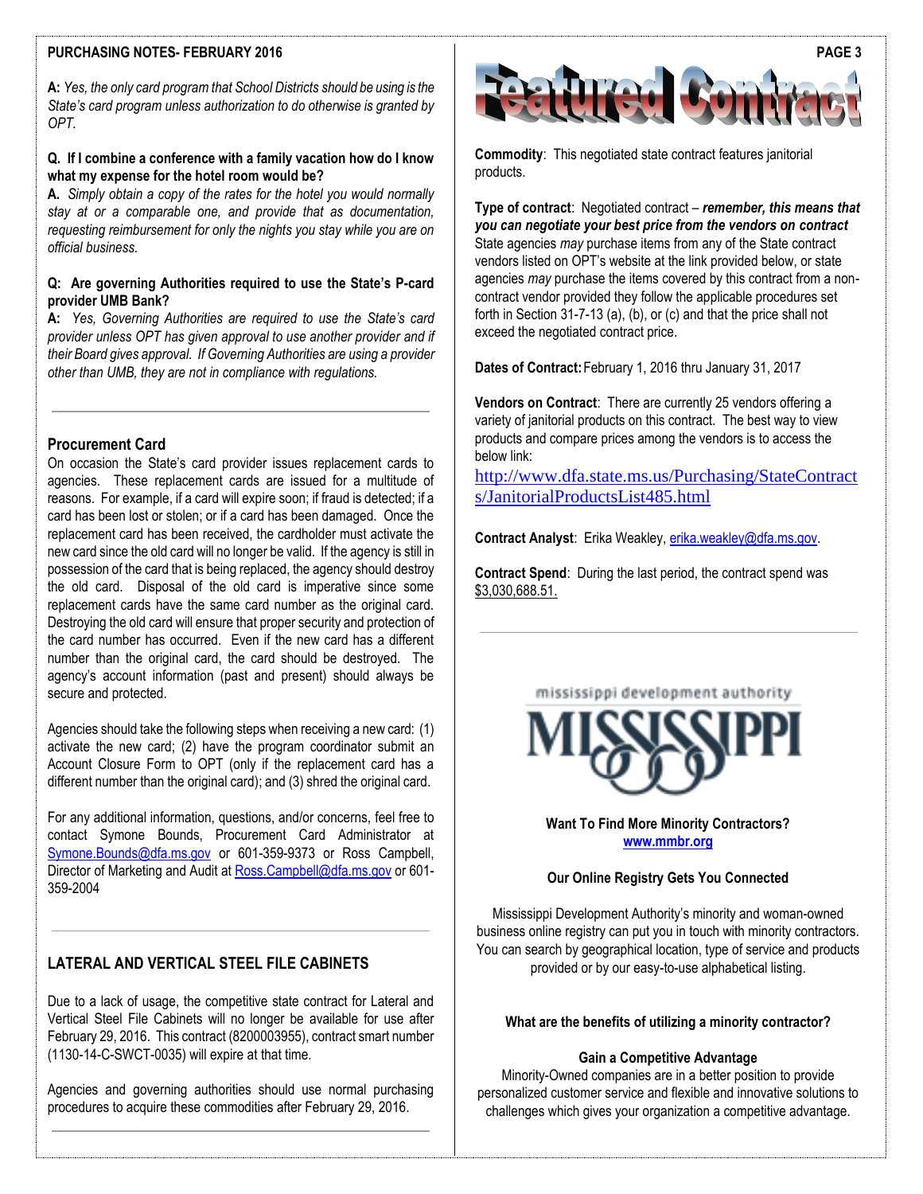**A:** *Yes, the only card program that School Districts should be using is the State's card program unless authorization to do otherwise is granted by OPT.*

**Q. If I combine a conference with a family vacation how do I know what my expense for the hotel room would be?**

**A.** *Simply obtain a copy of the rates for the hotel you would normally stay at or a comparable one, and provide that as documentation, requesting reimbursement for only the nights you stay while you are on official business.*

**Q: Are governing Authorities required to use the State's P-card provider UMB Bank?**

**A:** *Yes, Governing Authorities are required to use the State's card provider unless OPT has given approval to use another provider and if their Board gives approval. If Governing Authorities are using a provider other than UMB, they are not in compliance with regulations.*

---

## Procurement Card

On occasion the State's card provider issues replacement cards to agencies. These replacement cards are issued for a multitude of reasons. For example, if a card will expire soon; if fraud is detected; if a card has been lost or stolen; or if a card has been damaged. Once the replacement card has been received, the cardholder must activate the new card since the old card will no longer be valid. If the agency is still in possession of the card that is being replaced, the agency should destroy the old card. Disposal of the old card is imperative since some replacement cards have the same card number as the original card. Destroying the old card will ensure that proper security and protection of the card number has occurred. Even if the new card has a different number than the original card, the card should be destroyed. The agency's account information (past and present) should always be secure and protected.

Agencies should take the following steps when receiving a new card: (1) activate the new card; (2) have the program coordinator submit an Account Closure Form to OPT (only if the replacement card has a different number than the original card); and (3) shred the original card.

For any additional information, questions, and/or concerns, feel free to contact Symone Bounds, Procurement Card Administrator at Symone.Bounds@dfa.ms.gov or 601-359-9373 or Ross Campbell, Director of Marketing and Audit at Ross.Campbell@dfa.ms.gov or 601-359-2004

---

## LATERAL AND VERTICAL STEEL FILE CABINETS

Due to a lack of usage, the competitive state contract for Lateral and Vertical Steel File Cabinets will no longer be available for use after February 29, 2016. This contract (8200003955), contract smart number (1130-14-C-SWCT-0035) will expire at that time.

Agencies and governing authorities should use normal purchasing procedures to acquire these commodities after February 29, 2016.

---

# Featured Contract

**Commodity**: This negotiated state contract features janitorial products.

**Type of contract**: Negotiated contract – ***remember, this means that you can negotiate your best price from the vendors on contract*** State agencies *may* purchase items from any of the State contract vendors listed on OPT's website at the link provided below, or state agencies *may* purchase the items covered by this contract from a non-contract vendor provided they follow the applicable procedures set forth in Section 31-7-13 (a), (b), or (c) and that the price shall not exceed the negotiated contract price.

**Dates of Contract:** February 1, 2016 thru January 31, 2017

**Vendors on Contract**: There are currently 25 vendors offering a variety of janitorial products on this contract. The best way to view products and compare prices among the vendors is to access the below link:

http://www.dfa.state.ms.us/Purchasing/StateContracts/JanitorialProductsList485.html

**Contract Analyst**: Erika Weakley, erika.weakley@dfa.ms.gov.

**Contract Spend**: During the last period, the contract spend was $3,030,688.51.

---

mississippi development authority

MISSISSIPPI

**Want To Find More Minority Contractors?**
**www.mmbr.org**

**Our Online Registry Gets You Connected**

Mississippi Development Authority's minority and woman-owned business online registry can put you in touch with minority contractors. You can search by geographical location, type of service and products provided or by our easy-to-use alphabetical listing.

**What are the benefits of utilizing a minority contractor?**

**Gain a Competitive Advantage**

Minority-Owned companies are in a better position to provide personalized customer service and flexible and innovative solutions to challenges which gives your organization a competitive advantage.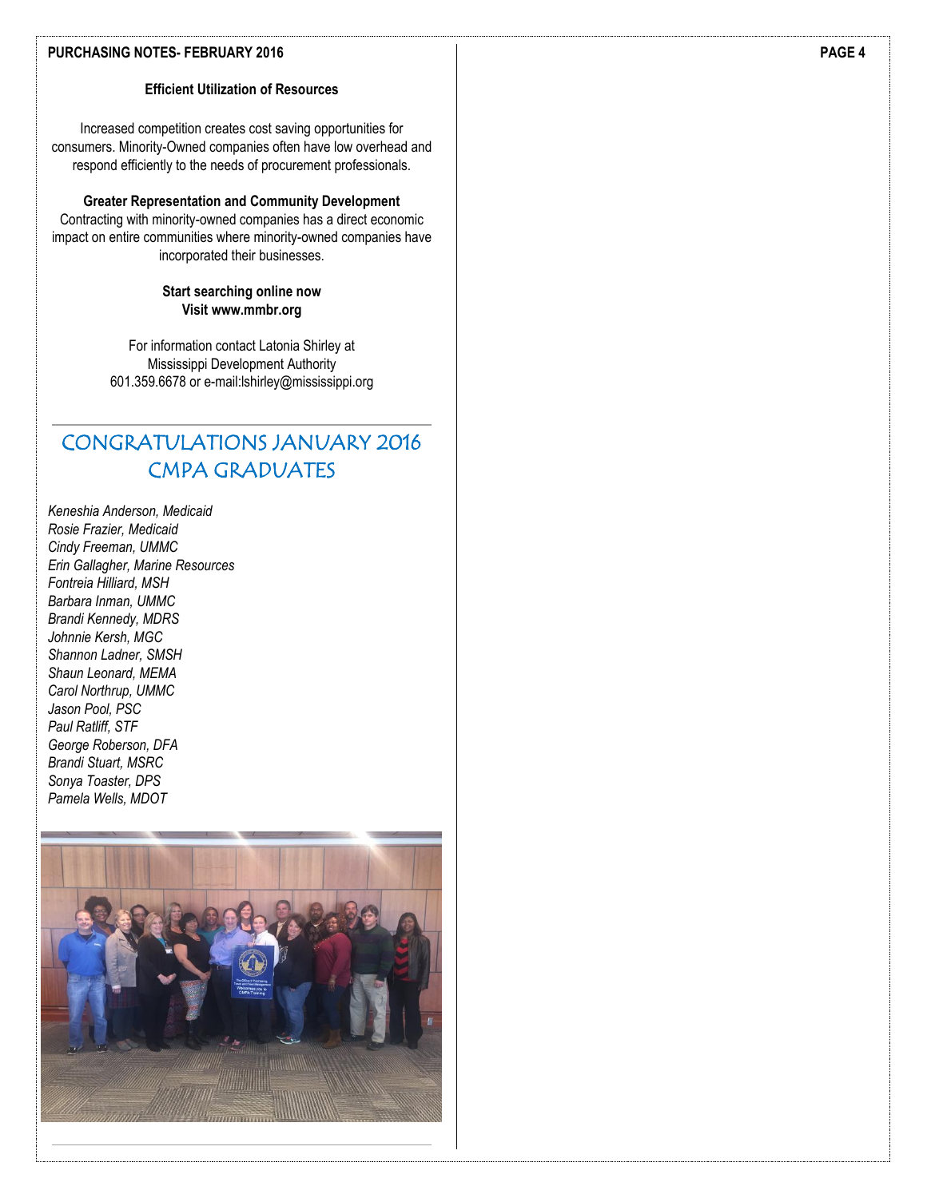### Efficient Utilization of Resources

Increased competition creates cost saving opportunities for consumers. Minority-Owned companies often have low overhead and respond efficiently to the needs of procurement professionals.

**Greater Representation and Community Development**

Contracting with minority-owned companies has a direct economic impact on entire communities where minority-owned companies have incorporated their businesses.

**Start searching online now**
**Visit www.mmbr.org**

For information contact Latonia Shirley at Mississippi Development Authority 601.359.6678 or e-mail:lshirley@mississippi.org

## CONGRATULATIONS JANUARY 2016 CMPA GRADUATES

*Keneshia Anderson, Medicaid*
*Rosie Frazier, Medicaid*
*Cindy Freeman, UMMC*
*Erin Gallagher, Marine Resources*
*Fontreia Hilliard, MSH*
*Barbara Inman, UMMC*
*Brandi Kennedy, MDRS*
*Johnnie Kersh, MGC*
*Shannon Ladner, SMSH*
*Shaun Leonard, MEMA*
*Carol Northrup, UMMC*
*Jason Pool, PSC*
*Paul Ratliff, STF*
*George Roberson, DFA*
*Brandi Stuart, MSRC*
*Sonya Toaster, DPS*
*Pamela Wells, MDOT*